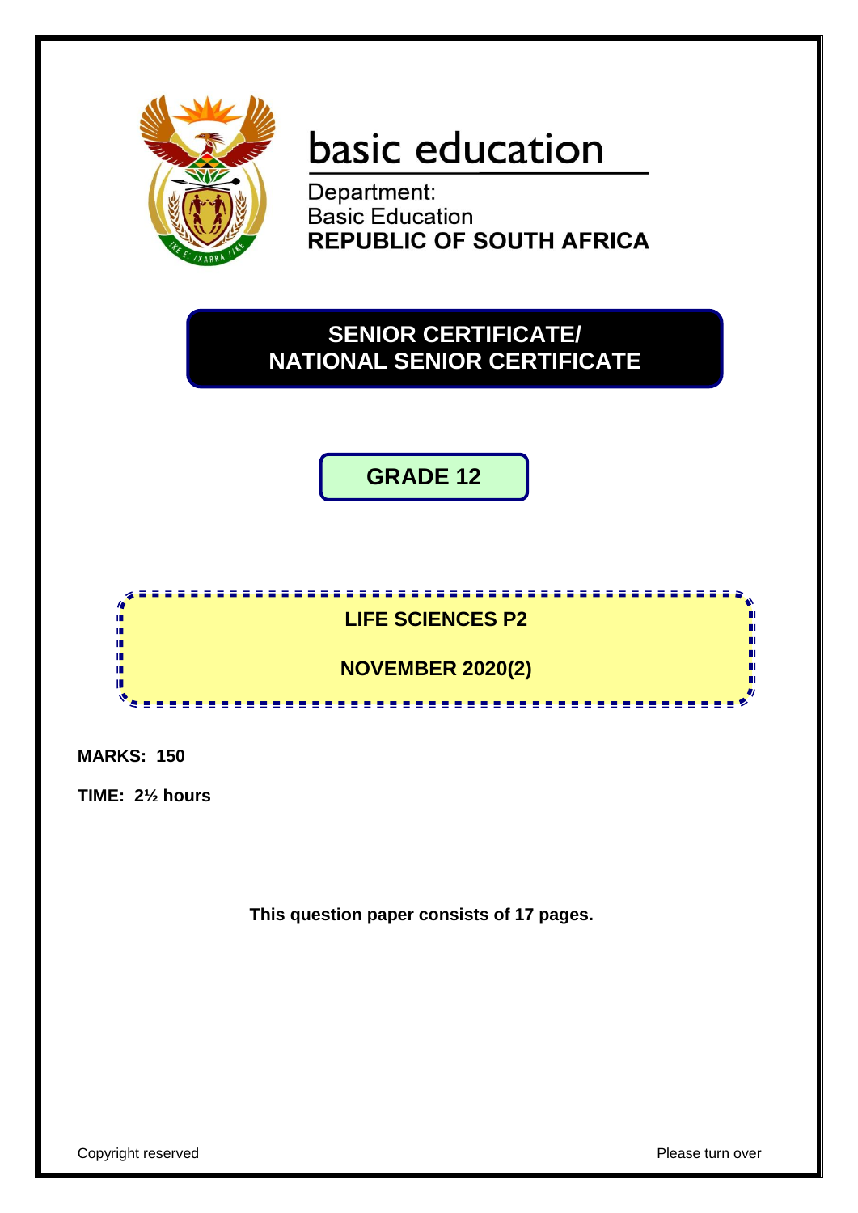basic education

Department:
Basic Education
**REPUBLIC OF SOUTH AFRICA**

# SENIOR CERTIFICATE/ NATIONAL SENIOR CERTIFICATE

## GRADE 12

## LIFE SCIENCES P2

## NOVEMBER 2020(2)

**MARKS: 150**

**TIME: 2½ hours**

**This question paper consists of 17 pages.**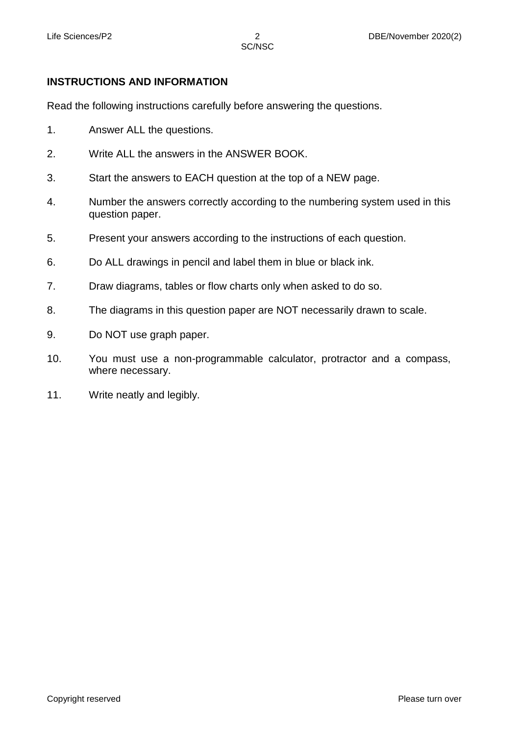**INSTRUCTIONS AND INFORMATION**

Read the following instructions carefully before answering the questions.

1. Answer ALL the questions.
2. Write ALL the answers in the ANSWER BOOK.
3. Start the answers to EACH question at the top of a NEW page.
4. Number the answers correctly according to the numbering system used in this question paper.
5. Present your answers according to the instructions of each question.
6. Do ALL drawings in pencil and label them in blue or black ink.
7. Draw diagrams, tables or flow charts only when asked to do so.
8. The diagrams in this question paper are NOT necessarily drawn to scale.
9. Do NOT use graph paper.
10. You must use a non-programmable calculator, protractor and a compass, where necessary.
11. Write neatly and legibly.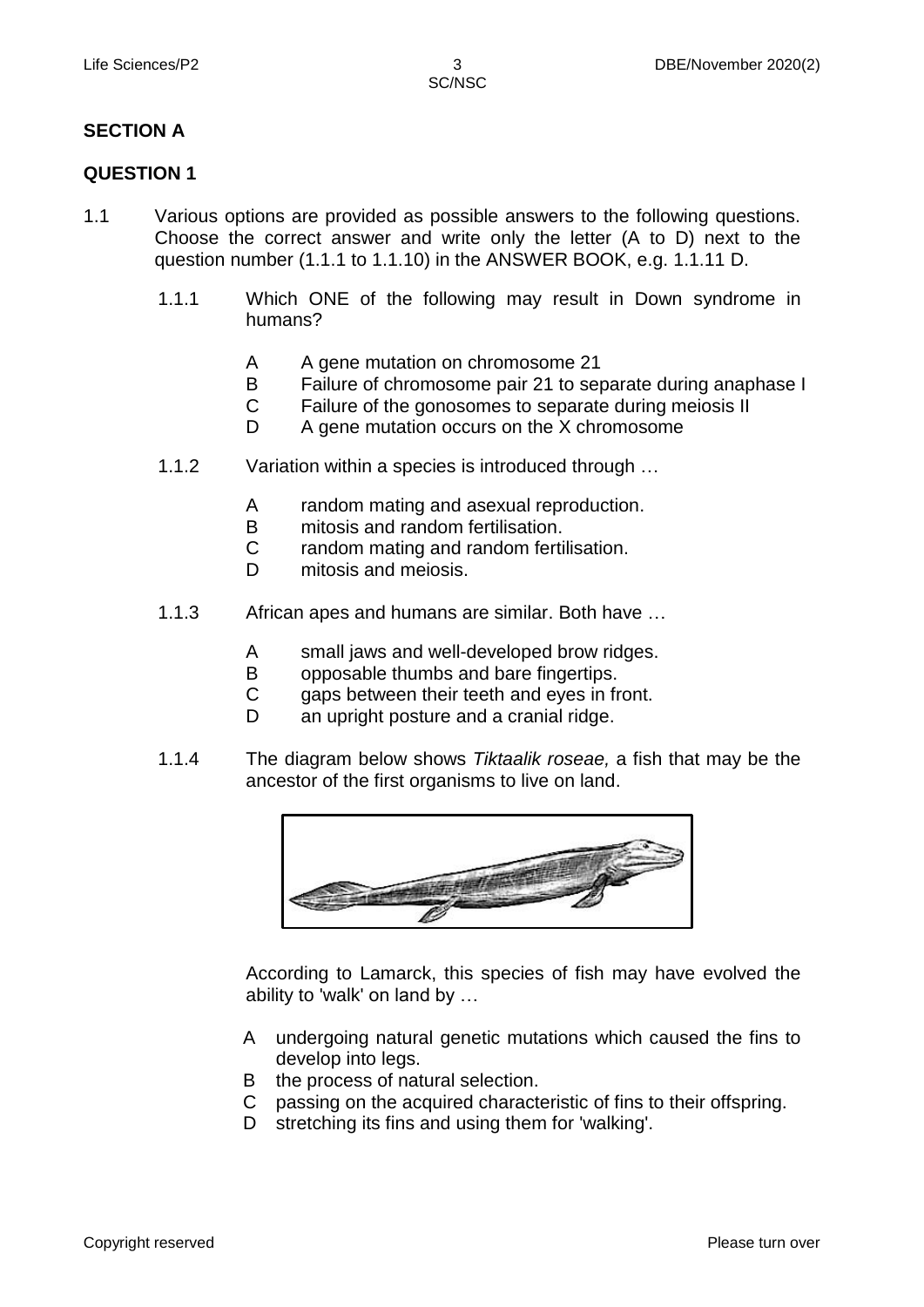## SECTION A

### QUESTION 1

1.1 Various options are provided as possible answers to the following questions. Choose the correct answer and write only the letter (A to D) next to the question number (1.1.1 to 1.1.10) in the ANSWER BOOK, e.g. 1.1.11 D.

1.1.1 Which ONE of the following may result in Down syndrome in humans?

- A A gene mutation on chromosome 21
- B Failure of chromosome pair 21 to separate during anaphase I
- C Failure of the gonosomes to separate during meiosis II
- D A gene mutation occurs on the X chromosome

1.1.2 Variation within a species is introduced through …

- A random mating and asexual reproduction.
- B mitosis and random fertilisation.
- C random mating and random fertilisation.
- D mitosis and meiosis.

1.1.3 African apes and humans are similar. Both have …

- A small jaws and well-developed brow ridges.
- B opposable thumbs and bare fingertips.
- C gaps between their teeth and eyes in front.
- D an upright posture and a cranial ridge.

1.1.4 The diagram below shows *Tiktaalik roseae,* a fish that may be the ancestor of the first organisms to live on land.

According to Lamarck, this species of fish may have evolved the ability to 'walk' on land by …

- A undergoing natural genetic mutations which caused the fins to develop into legs.
- B the process of natural selection.
- C passing on the acquired characteristic of fins to their offspring.
- D stretching its fins and using them for 'walking'.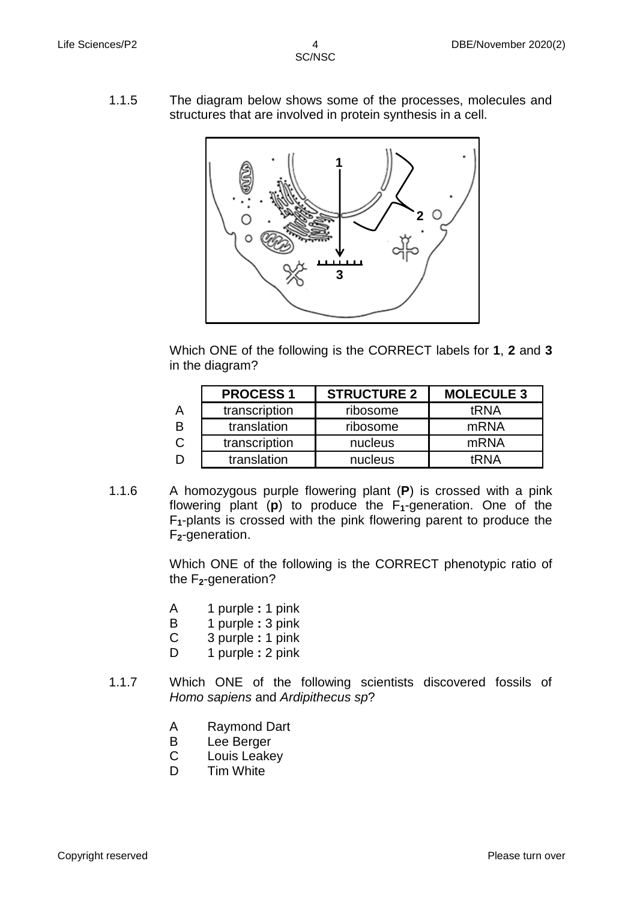1.1.5 The diagram below shows some of the processes, molecules and structures that are involved in protein synthesis in a cell.

Which ONE of the following is the CORRECT labels for **1**, **2** and **3** in the diagram?

| | PROCESS 1 | STRUCTURE 2 | MOLECULE 3 |
|---|---|---|---|
| A | transcription | ribosome | tRNA |
| B | translation | ribosome | mRNA |
| C | transcription | nucleus | mRNA |
| D | translation | nucleus | tRNA |

1.1.6 A homozygous purple flowering plant (**P**) is crossed with a pink flowering plant (**p**) to produce the $F_1$-generation. One of the $F_1$-plants is crossed with the pink flowering parent to produce the $F_2$-generation.

Which ONE of the following is the CORRECT phenotypic ratio of the $F_2$-generation?

- A 1 purple **:** 1 pink
- B 1 purple **:** 3 pink
- C 3 purple **:** 1 pink
- D 1 purple **:** 2 pink

1.1.7 Which ONE of the following scientists discovered fossils of *Homo sapiens* and *Ardipithecus sp*?

- A Raymond Dart
- B Lee Berger
- C Louis Leakey
- D Tim White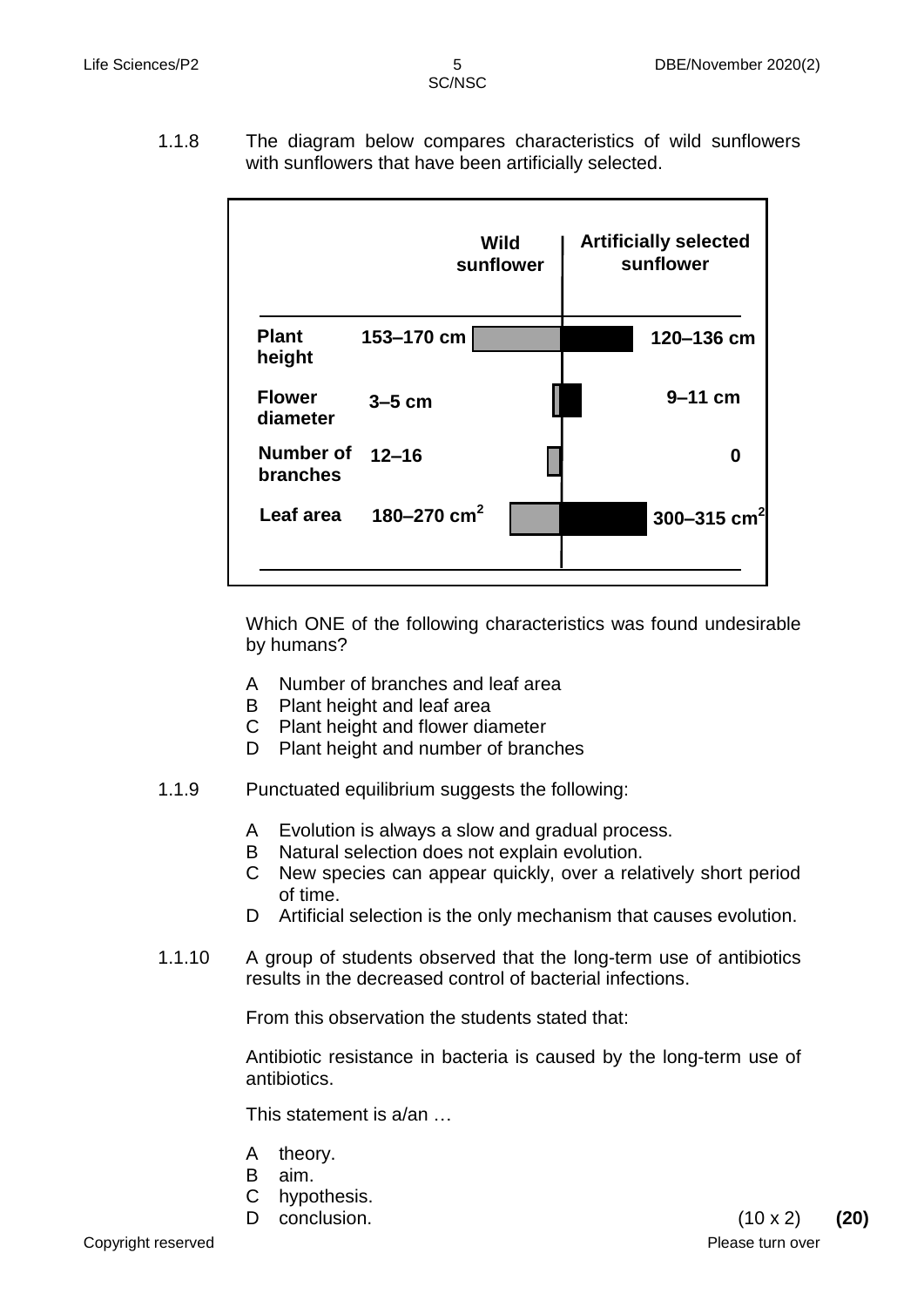1.1.8 The diagram below compares characteristics of wild sunflowers with sunflowers that have been artificially selected.

| | Wild sunflower | Artificially selected sunflower |
|---|---|---|
| Plant height | 153–170 cm | 120–136 cm |
| Flower diameter | 3–5 cm | 9–11 cm |
| Number of branches | 12–16 | 0 |
| Leaf area | 180–270 $cm^2$ | 300–315 $cm^2$ |

Which ONE of the following characteristics was found undesirable by humans?

A Number of branches and leaf area
B Plant height and leaf area
C Plant height and flower diameter
D Plant height and number of branches

1.1.9 Punctuated equilibrium suggests the following:

A Evolution is always a slow and gradual process.
B Natural selection does not explain evolution.
C New species can appear quickly, over a relatively short period of time.
D Artificial selection is the only mechanism that causes evolution.

1.1.10 A group of students observed that the long-term use of antibiotics results in the decreased control of bacterial infections.

From this observation the students stated that:

Antibiotic resistance in bacteria is caused by the long-term use of antibiotics.

This statement is a/an …

A theory.
B aim.
C hypothesis.
D conclusion.

(10 x 2) **(20)**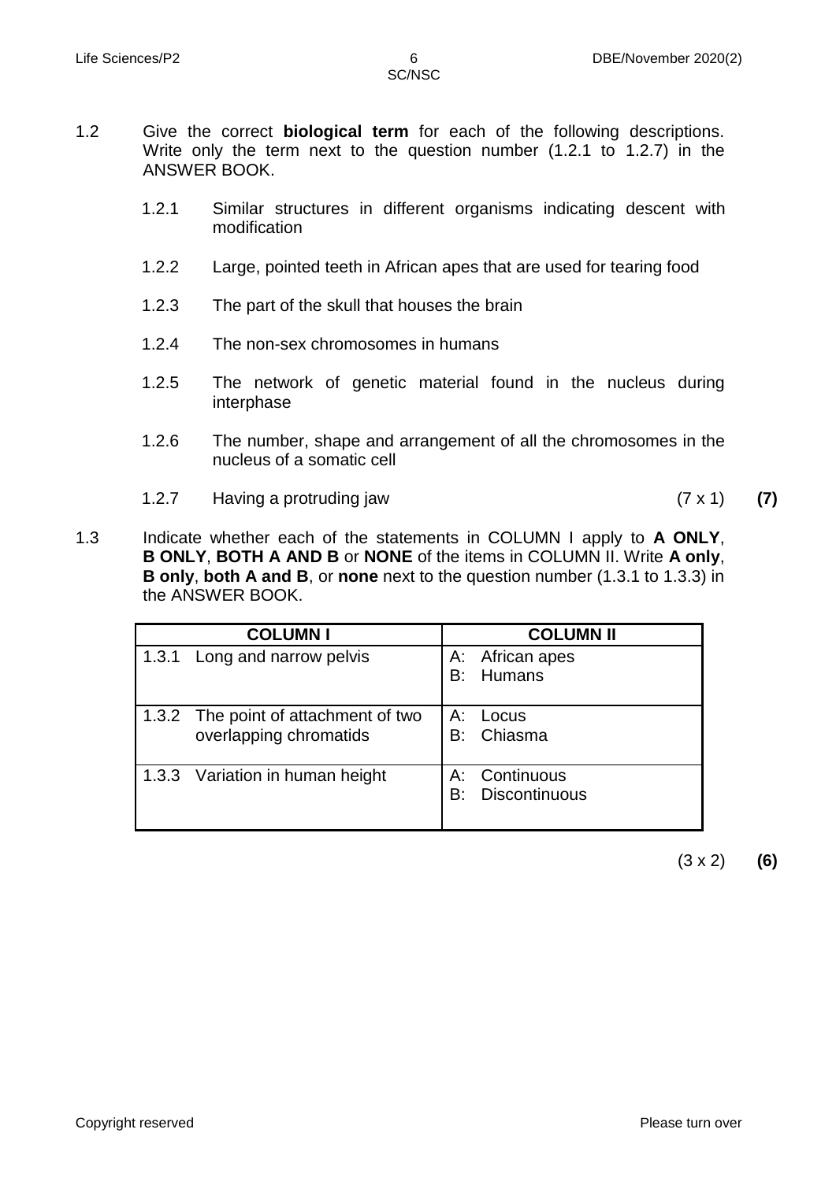1.2 Give the correct **biological term** for each of the following descriptions. Write only the term next to the question number (1.2.1 to 1.2.7) in the ANSWER BOOK.

1.2.1 Similar structures in different organisms indicating descent with modification

1.2.2 Large, pointed teeth in African apes that are used for tearing food

1.2.3 The part of the skull that houses the brain

1.2.4 The non-sex chromosomes in humans

1.2.5 The network of genetic material found in the nucleus during interphase

1.2.6 The number, shape and arrangement of all the chromosomes in the nucleus of a somatic cell

1.2.7 Having a protruding jaw (7 x 1) **(7)**

1.3 Indicate whether each of the statements in COLUMN I apply to **A ONLY**, **B ONLY**, **BOTH A AND B** or **NONE** of the items in COLUMN II. Write **A only**, **B only**, **both A and B**, or **none** next to the question number (1.3.1 to 1.3.3) in the ANSWER BOOK.

| COLUMN I | COLUMN II |
|---|---|
| 1.3.1 Long and narrow pelvis | A: African apes<br>B: Humans |
| 1.3.2 The point of attachment of two overlapping chromatids | A: Locus<br>B: Chiasma |
| 1.3.3 Variation in human height | A: Continuous<br>B: Discontinuous |

(3 x 2) **(6)**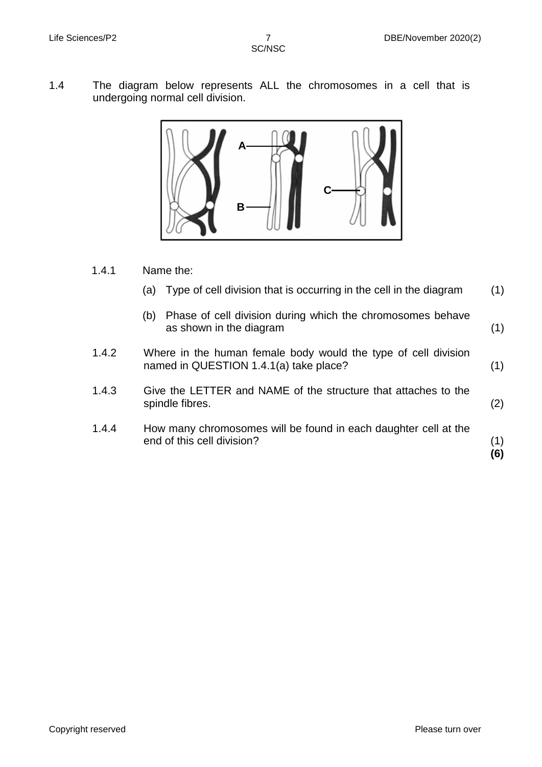1.4 The diagram below represents ALL the chromosomes in a cell that is undergoing normal cell division.

A

C

B

1.4.1 Name the:

(a) Type of cell division that is occurring in the cell in the diagram (1)

(b) Phase of cell division during which the chromosomes behave as shown in the diagram (1)

1.4.2 Where in the human female body would the type of cell division named in QUESTION 1.4.1(a) take place? (1)

1.4.3 Give the LETTER and NAME of the structure that attaches to the spindle fibres. (2)

1.4.4 How many chromosomes will be found in each daughter cell at the end of this cell division? (1)

**(6)**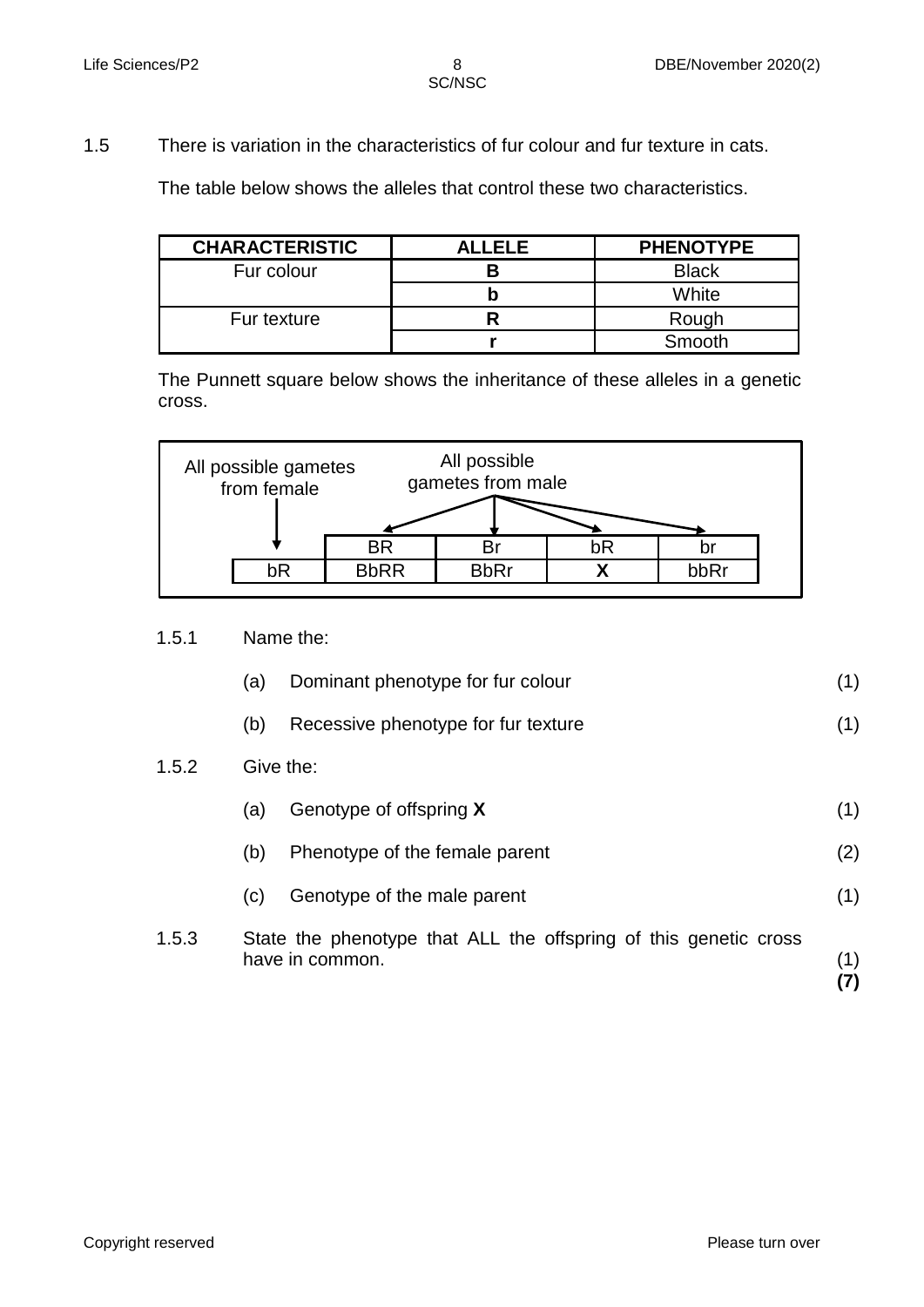1.5 There is variation in the characteristics of fur colour and fur texture in cats.

The table below shows the alleles that control these two characteristics.

| CHARACTERISTIC | ALLELE | PHENOTYPE |
|---|---|---|
| Fur colour | **B** | Black |
| | **b** | White |
| Fur texture | **R** | Rough |
| | **r** | Smooth |

The Punnett square below shows the inheritance of these alleles in a genetic cross.

All possible gametes from female ↓ ; All possible gametes from male →

| | BR | Br | bR | br |
|---|---|---|---|---|
| bR | BbRR | BbRr | **X** | bbRr |

1.5.1 Name the:

(a) Dominant phenotype for fur colour (1)

(b) Recessive phenotype for fur texture (1)

1.5.2 Give the:

(a) Genotype of offspring **X** (1)

(b) Phenotype of the female parent (2)

(c) Genotype of the male parent (1)

1.5.3 State the phenotype that ALL the offspring of this genetic cross have in common. (1)

**(7)**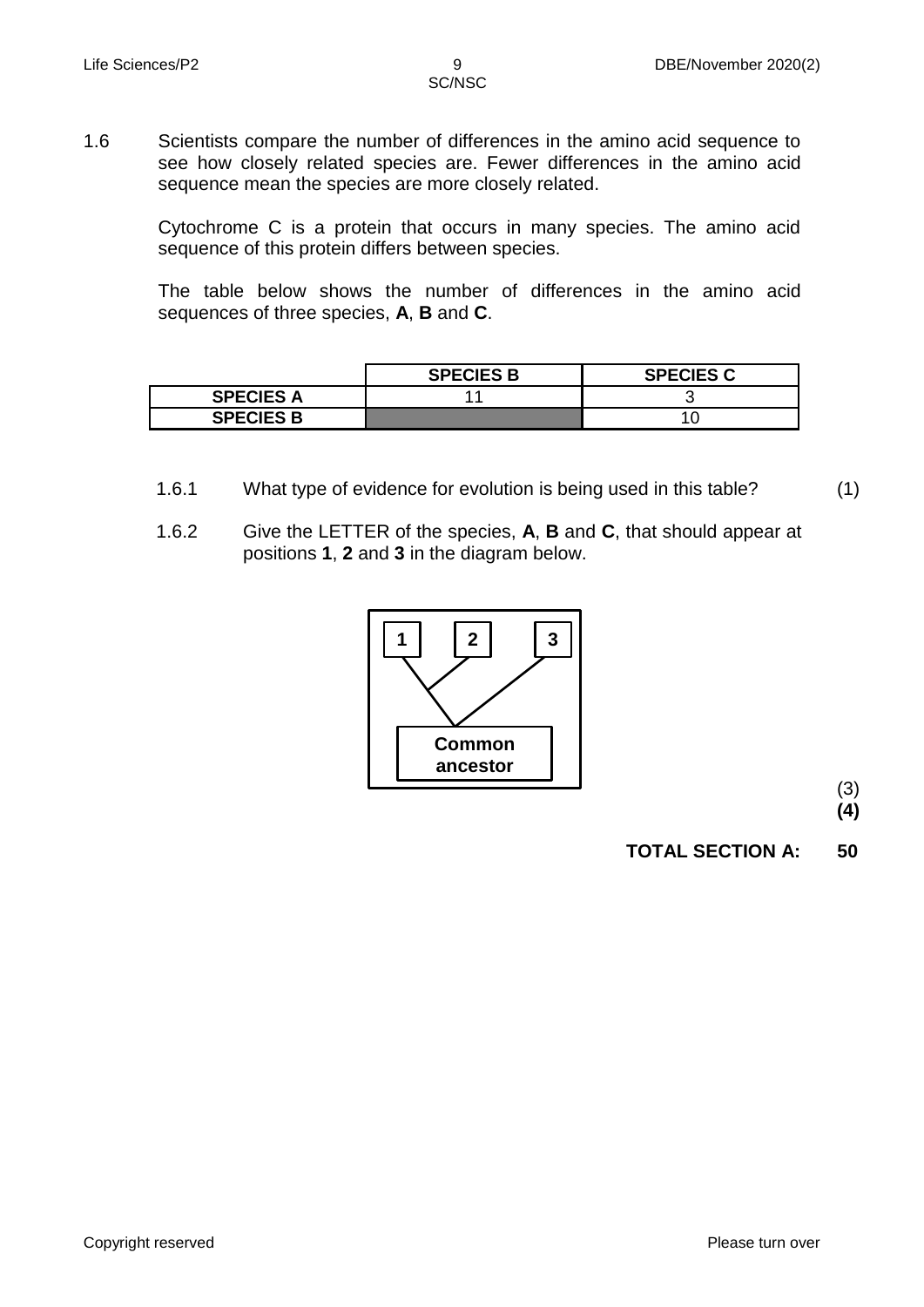1.6 Scientists compare the number of differences in the amino acid sequence to see how closely related species are. Fewer differences in the amino acid sequence mean the species are more closely related.

Cytochrome C is a protein that occurs in many species. The amino acid sequence of this protein differs between species.

The table below shows the number of differences in the amino acid sequences of three species, **A**, **B** and **C**.

| | **SPECIES B** | **SPECIES C** |
|---|---|---|
| **SPECIES A** | 11 | 3 |
| **SPECIES B** | | 10 |

1.6.1 What type of evidence for evolution is being used in this table? (1)

1.6.2 Give the LETTER of the species, **A**, **B** and **C**, that should appear at positions **1**, **2** and **3** in the diagram below.

**1** **2** **3**

**Common ancestor**

(3)
**(4)**

**TOTAL SECTION A: 50**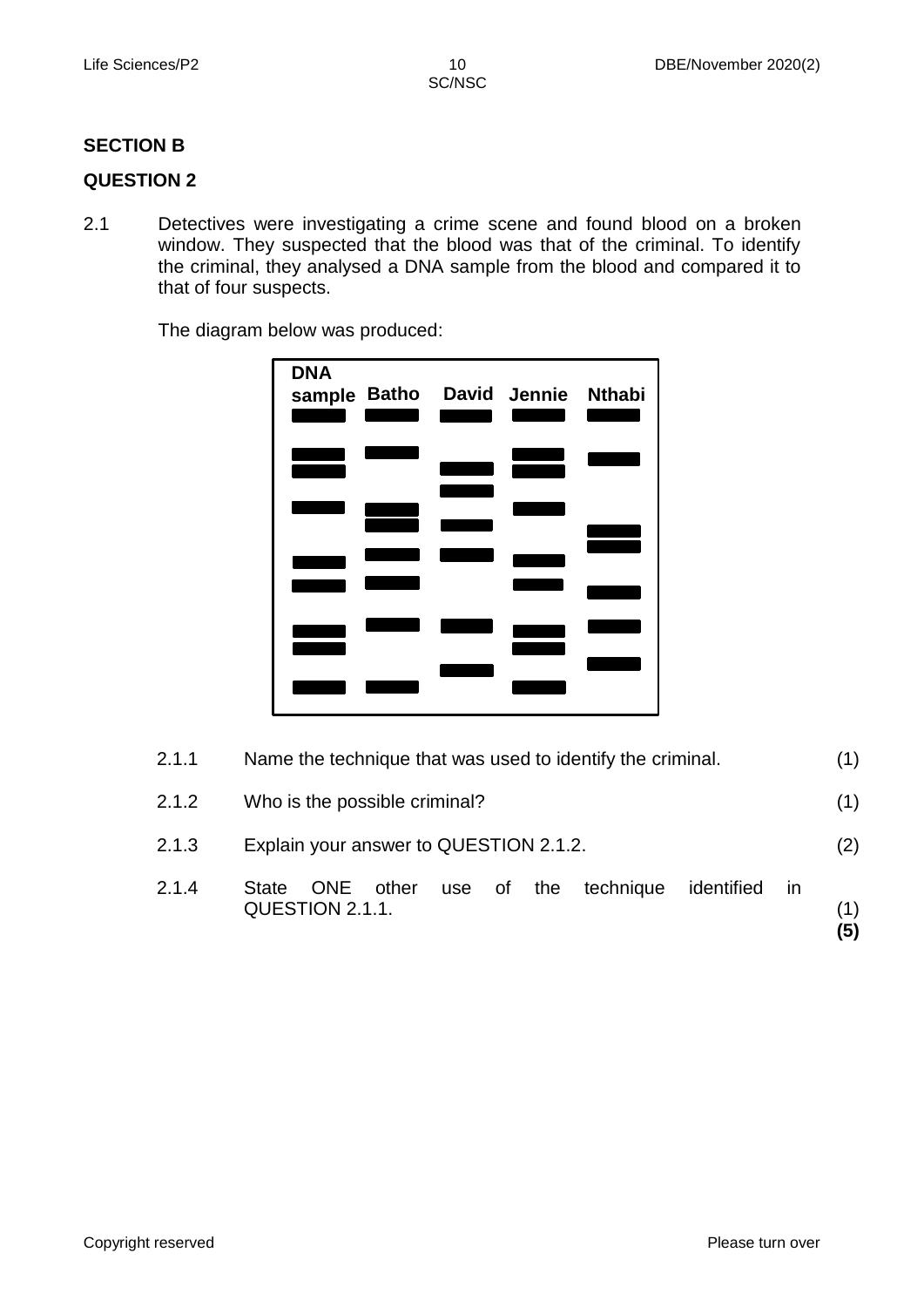## SECTION B

## QUESTION 2

2.1 Detectives were investigating a crime scene and found blood on a broken window. They suspected that the blood was that of the criminal. To identify the criminal, they analysed a DNA sample from the blood and compared it to that of four suspects.

The diagram below was produced:

DNA sample | Batho | David | Jennie | Nthabi

| | | |
|---|---|---|
| 2.1.1 | Name the technique that was used to identify the criminal. | (1) |
| 2.1.2 | Who is the possible criminal? | (1) |
| 2.1.3 | Explain your answer to QUESTION 2.1.2. | (2) |
| 2.1.4 | State ONE other use of the technique identified in QUESTION 2.1.1. | (1) |
| | | **(5)** |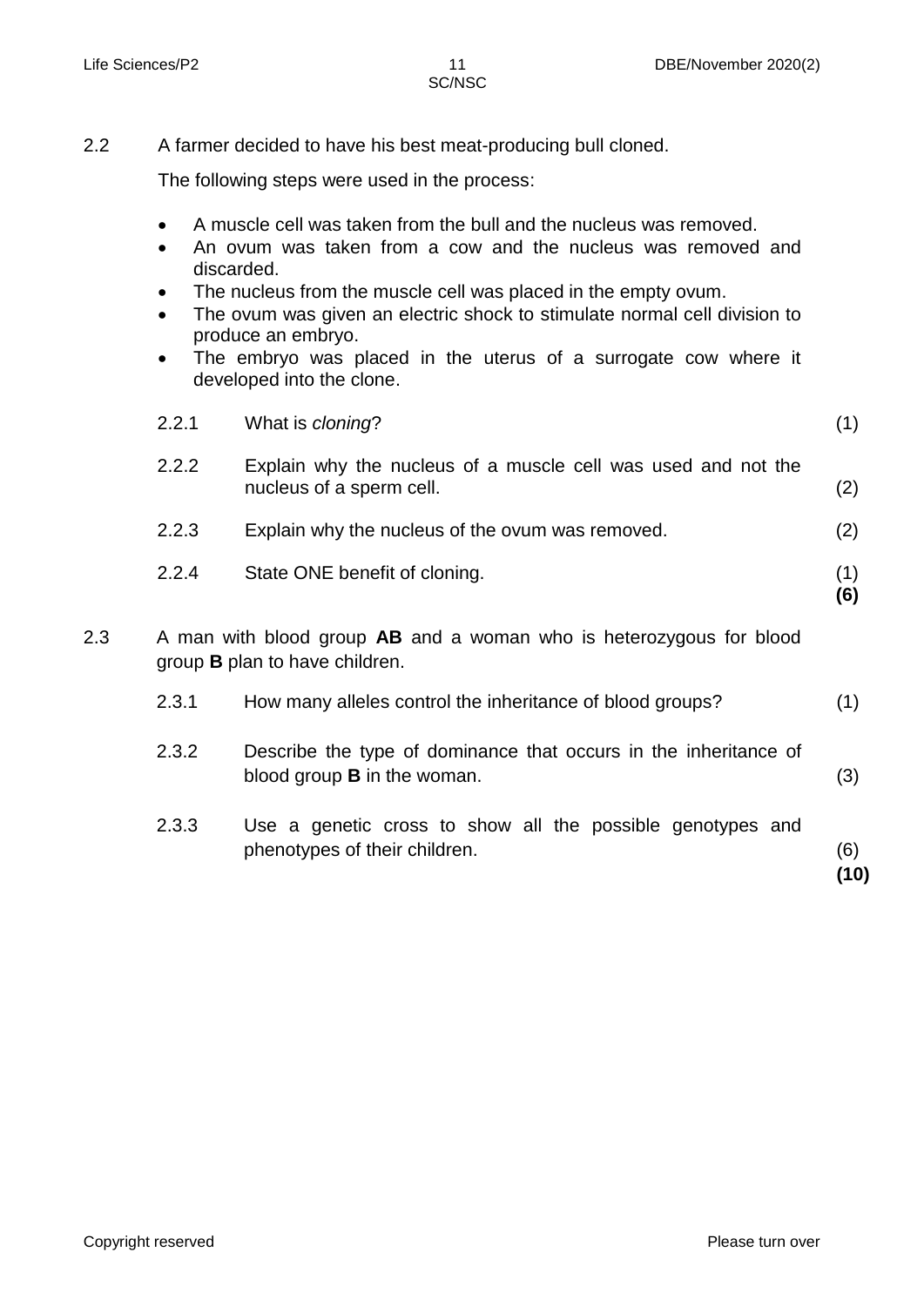2.2 A farmer decided to have his best meat-producing bull cloned.

The following steps were used in the process:

- A muscle cell was taken from the bull and the nucleus was removed.
- An ovum was taken from a cow and the nucleus was removed and discarded.
- The nucleus from the muscle cell was placed in the empty ovum.
- The ovum was given an electric shock to stimulate normal cell division to produce an embryo.
- The embryo was placed in the uterus of a surrogate cow where it developed into the clone.

2.2.1 What is *cloning*? (1)

2.2.2 Explain why the nucleus of a muscle cell was used and not the nucleus of a sperm cell. (2)

2.2.3 Explain why the nucleus of the ovum was removed. (2)

2.2.4 State ONE benefit of cloning. (1)
**(6)**

2.3 A man with blood group **AB** and a woman who is heterozygous for blood group **B** plan to have children.

2.3.1 How many alleles control the inheritance of blood groups? (1)

2.3.2 Describe the type of dominance that occurs in the inheritance of blood group **B** in the woman. (3)

2.3.3 Use a genetic cross to show all the possible genotypes and phenotypes of their children. (6)
**(10)**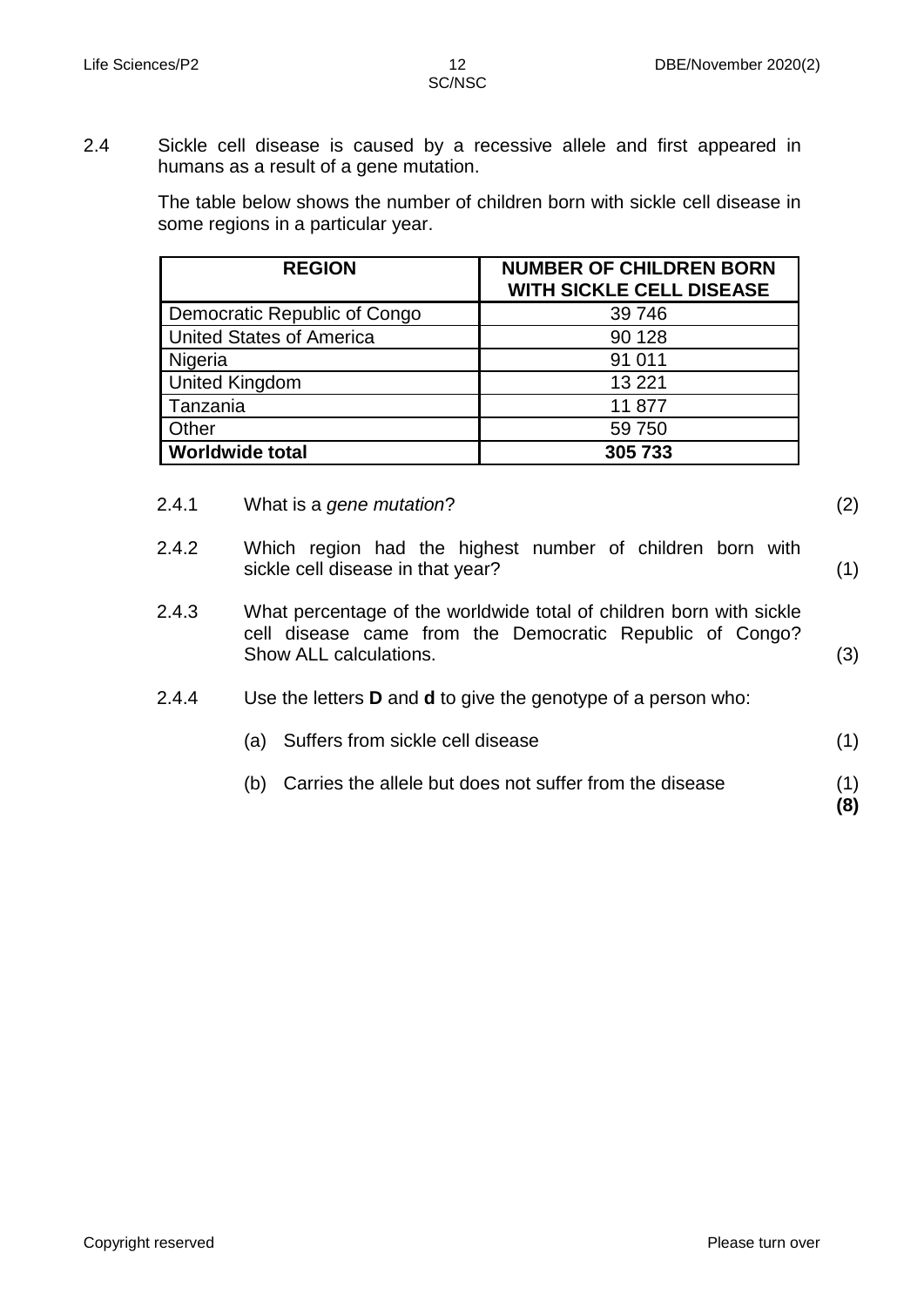2.4 Sickle cell disease is caused by a recessive allele and first appeared in humans as a result of a gene mutation.

The table below shows the number of children born with sickle cell disease in some regions in a particular year.

| REGION | NUMBER OF CHILDREN BORN WITH SICKLE CELL DISEASE |
|---|---|
| Democratic Republic of Congo | 39 746 |
| United States of America | 90 128 |
| Nigeria | 91 011 |
| United Kingdom | 13 221 |
| Tanzania | 11 877 |
| Other | 59 750 |
| **Worldwide total** | **305 733** |

2.4.1 What is a *gene mutation*? (2)

2.4.2 Which region had the highest number of children born with sickle cell disease in that year? (1)

2.4.3 What percentage of the worldwide total of children born with sickle cell disease came from the Democratic Republic of Congo? Show ALL calculations. (3)

2.4.4 Use the letters **D** and **d** to give the genotype of a person who:

(a) Suffers from sickle cell disease (1)

(b) Carries the allele but does not suffer from the disease (1)

**(8)**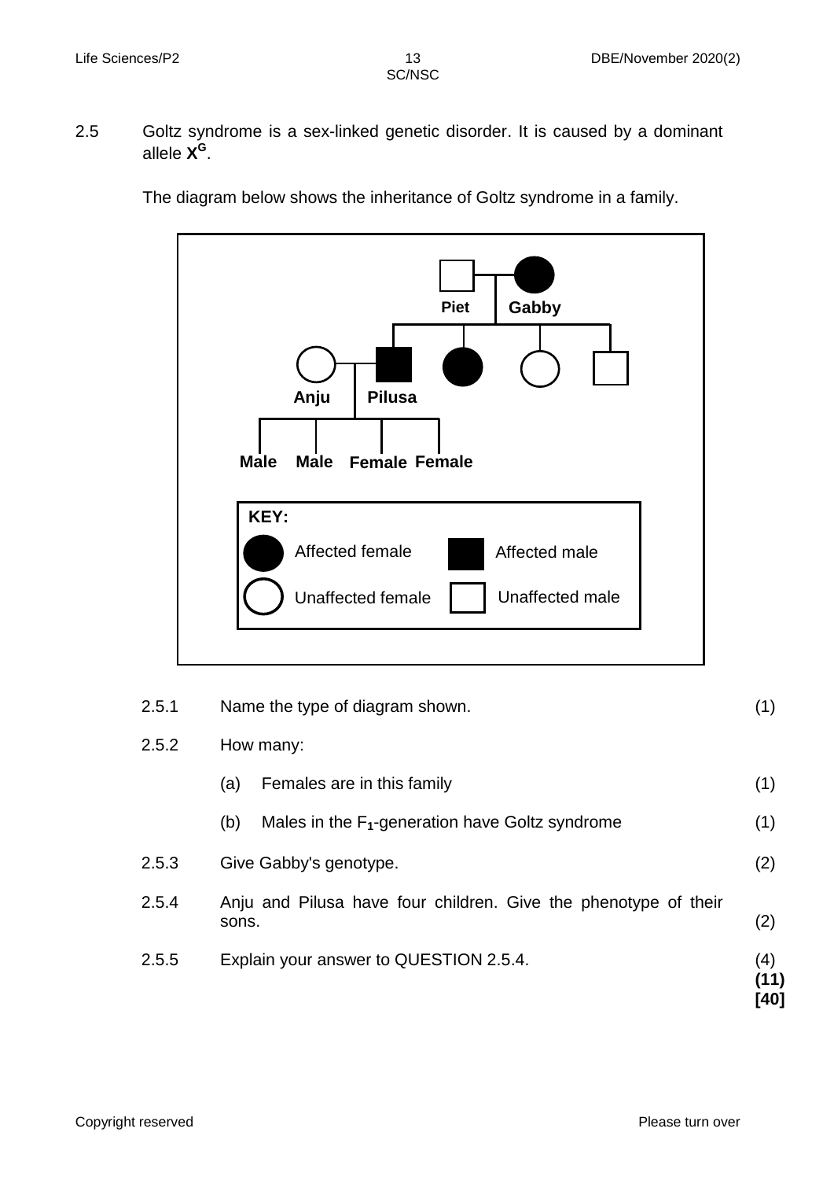2.5 Goltz syndrome is a sex-linked genetic disorder. It is caused by a dominant allele $\mathbf{X^G}$.

The diagram below shows the inheritance of Goltz syndrome in a family.

Piet Gabby

Anju Pilusa

Male Male Female Female

**KEY:**

Affected female Affected male

Unaffected female Unaffected male

2.5.1 Name the type of diagram shown. (1)

2.5.2 How many:

(a) Females are in this family (1)

(b) Males in the $F_1$-generation have Goltz syndrome (1)

2.5.3 Give Gabby's genotype. (2)

2.5.4 Anju and Pilusa have four children. Give the phenotype of their sons. (2)

2.5.5 Explain your answer to QUESTION 2.5.4. (4)

**(11)**

**[40]**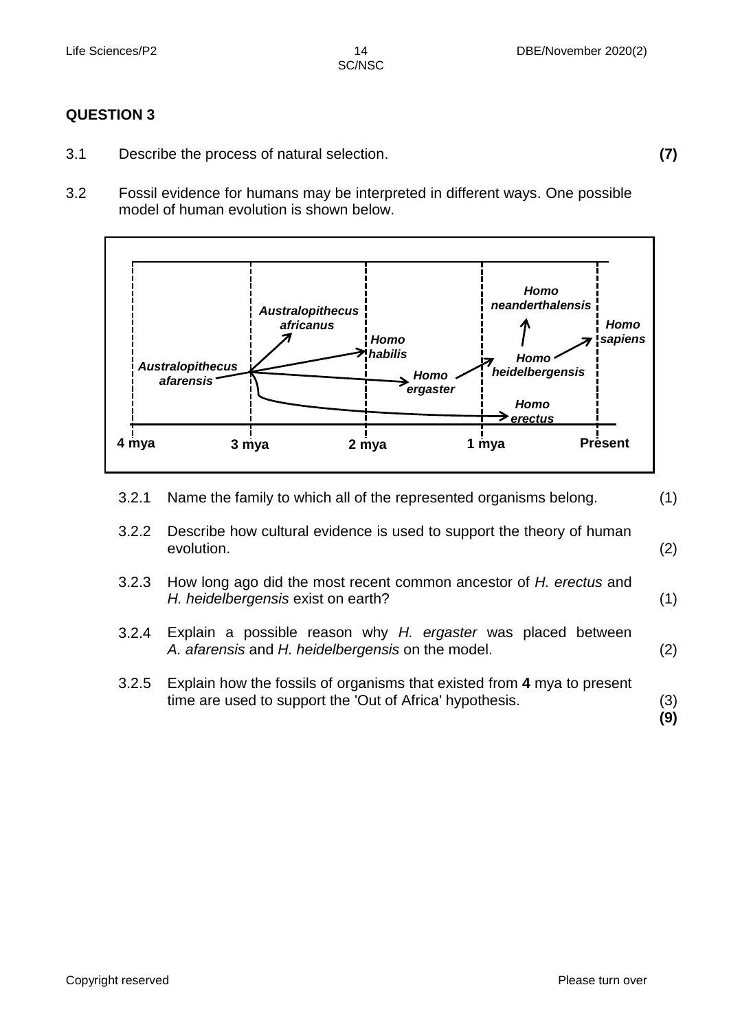**QUESTION 3**

3.1 Describe the process of natural selection. **(7)**

3.2 Fossil evidence for humans may be interpreted in different ways. One possible model of human evolution is shown below.

3.2.1 Name the family to which all of the represented organisms belong. (1)

3.2.2 Describe how cultural evidence is used to support the theory of human evolution. (2)

3.2.3 How long ago did the most recent common ancestor of *H. erectus* and *H. heidelbergensis* exist on earth? (1)

3.2.4 Explain a possible reason why *H. ergaster* was placed between *A. afarensis* and *H. heidelbergensis* on the model. (2)

3.2.5 Explain how the fossils of organisms that existed from **4** mya to present time are used to support the 'Out of Africa' hypothesis. (3)
**(9)**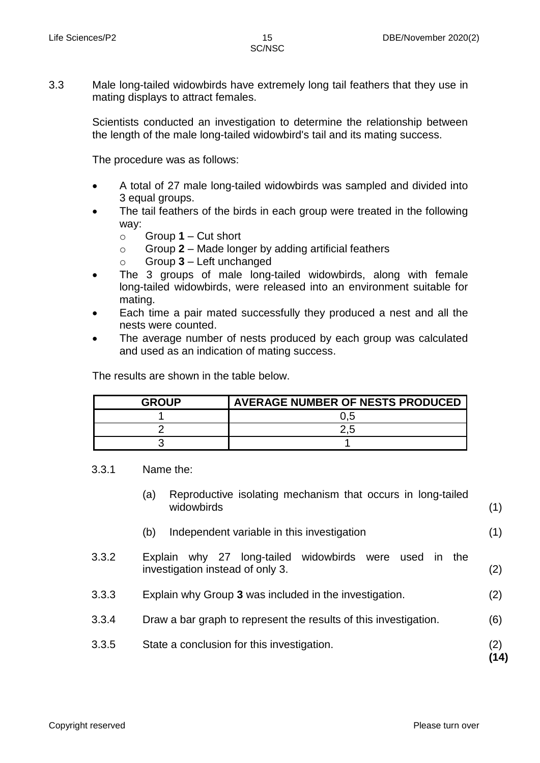3.3 Male long-tailed widowbirds have extremely long tail feathers that they use in mating displays to attract females.

Scientists conducted an investigation to determine the relationship between the length of the male long-tailed widowbird's tail and its mating success.

The procedure was as follows:

- A total of 27 male long-tailed widowbirds was sampled and divided into 3 equal groups.
- The tail feathers of the birds in each group were treated in the following way:
  - Group **1** – Cut short
  - Group **2** – Made longer by adding artificial feathers
  - Group **3** – Left unchanged
- The 3 groups of male long-tailed widowbirds, along with female long-tailed widowbirds, were released into an environment suitable for mating.
- Each time a pair mated successfully they produced a nest and all the nests were counted.
- The average number of nests produced by each group was calculated and used as an indication of mating success.

The results are shown in the table below.

| GROUP | AVERAGE NUMBER OF NESTS PRODUCED |
|---|---|
| 1 | 0,5 |
| 2 | 2,5 |
| 3 | 1 |

3.3.1 Name the:

(a) Reproductive isolating mechanism that occurs in long-tailed widowbirds (1)

(b) Independent variable in this investigation (1)

3.3.2 Explain why 27 long-tailed widowbirds were used in the investigation instead of only 3. (2)

3.3.3 Explain why Group **3** was included in the investigation. (2)

3.3.4 Draw a bar graph to represent the results of this investigation. (6)

3.3.5 State a conclusion for this investigation. (2)

**(14)**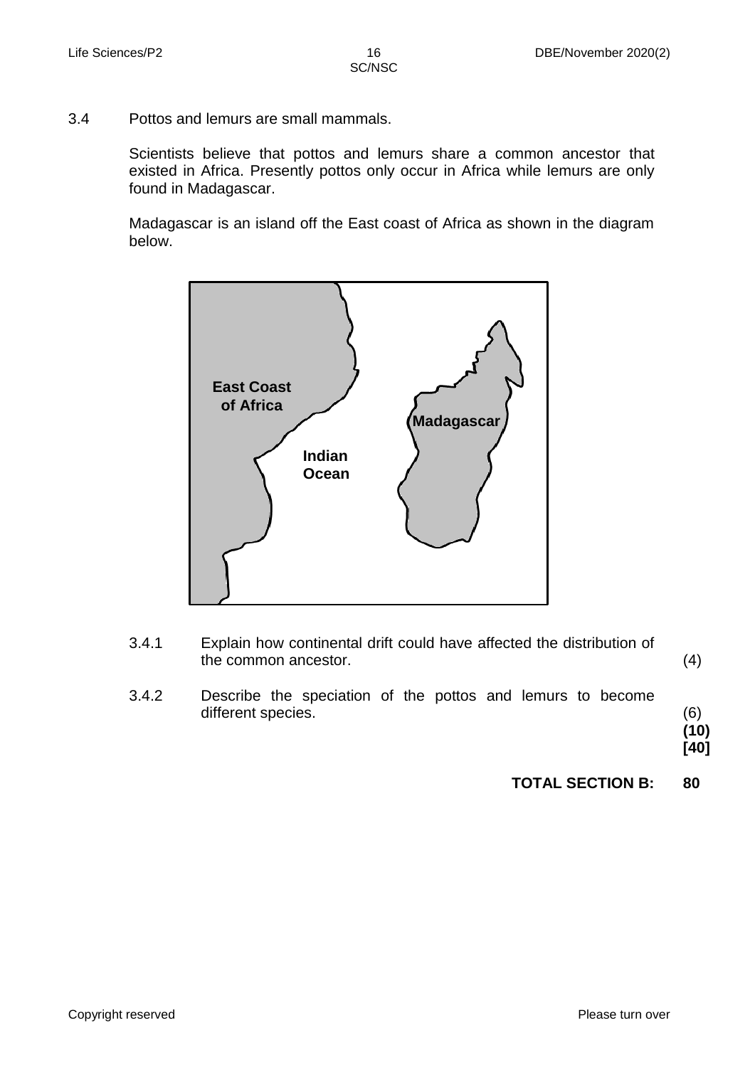3.4 Pottos and lemurs are small mammals.

Scientists believe that pottos and lemurs share a common ancestor that existed in Africa. Presently pottos only occur in Africa while lemurs are only found in Madagascar.

Madagascar is an island off the East coast of Africa as shown in the diagram below.

East Coast of Africa

Indian Ocean

Madagascar

3.4.1 Explain how continental drift could have affected the distribution of the common ancestor. (4)

3.4.2 Describe the speciation of the pottos and lemurs to become different species. (6)

**(10)**

**[40]**

**TOTAL SECTION B: 80**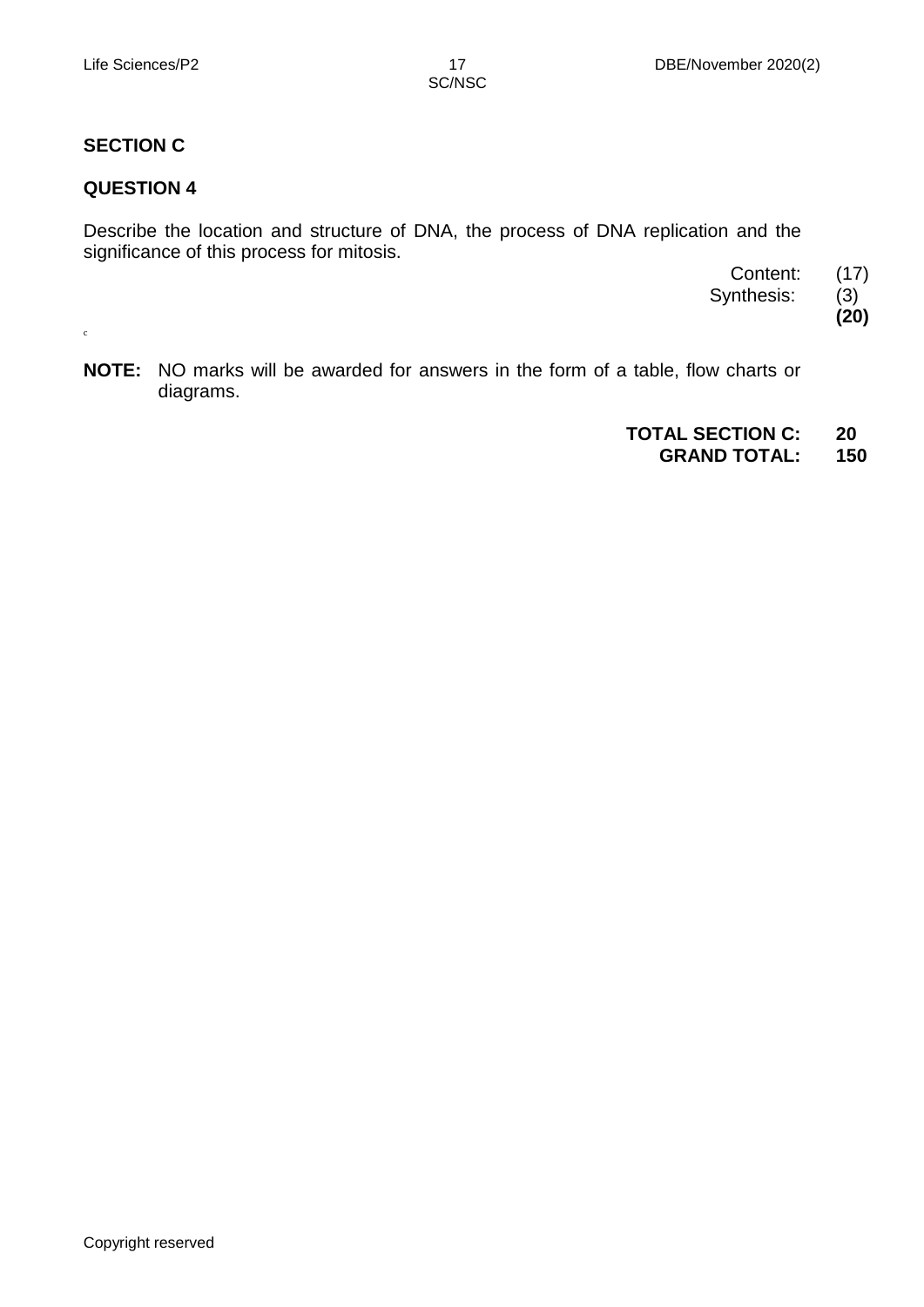## SECTION C

### QUESTION 4

Describe the location and structure of DNA, the process of DNA replication and the significance of this process for mitosis.

Content: (17)
Synthesis: (3)
**(20)**

c

**NOTE:** NO marks will be awarded for answers in the form of a table, flow charts or diagrams.

**TOTAL SECTION C: 20**
**GRAND TOTAL: 150**